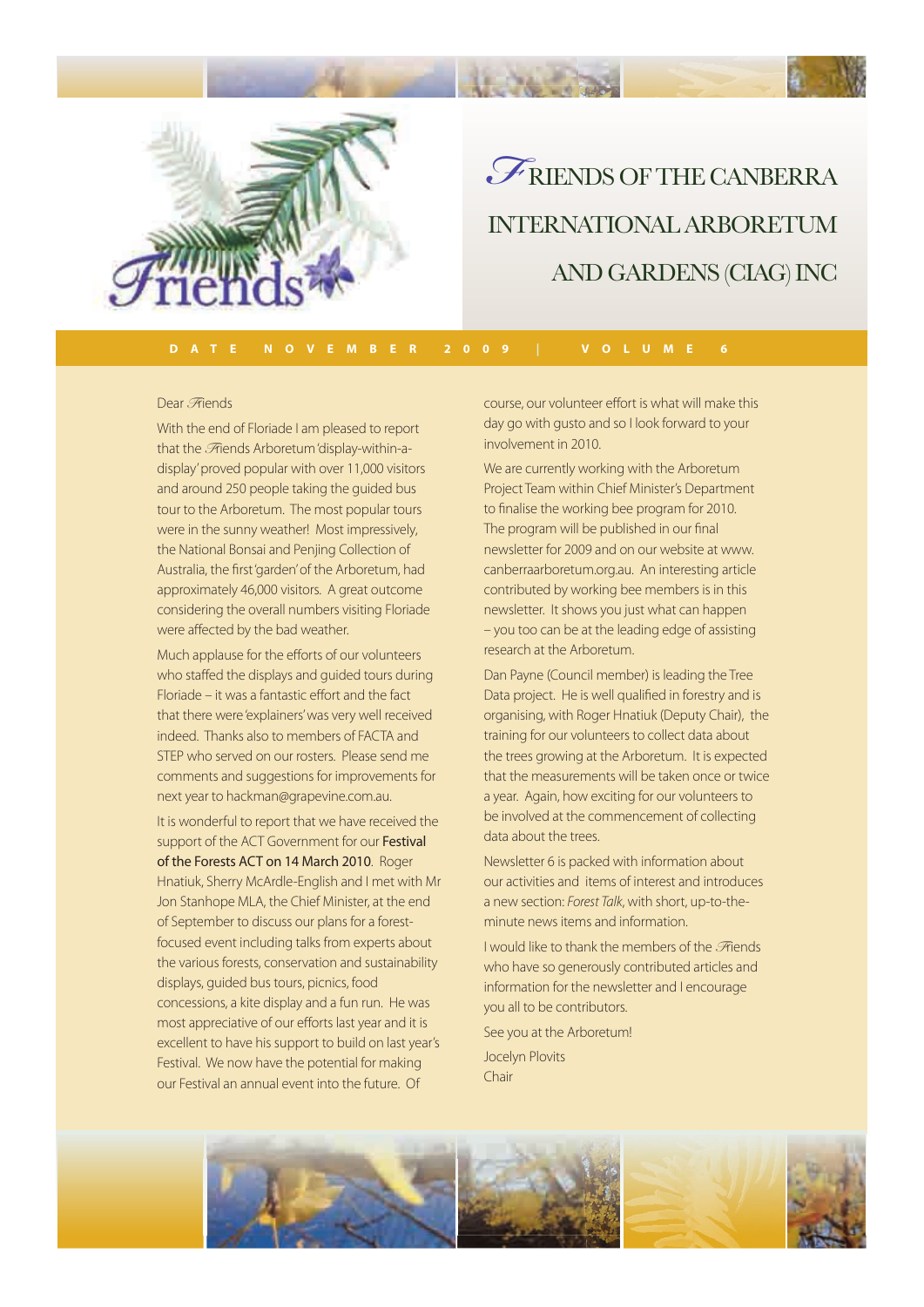# FRIENDS OF THE CANBERRA INTERNATIONAL ARBORETUM AND GARDENS (CIAG) INC

**DATE NOVEMBER 2009 | VOLUME 6**

Dear Friends

With the end of Floriade I am pleased to report that the Friends Arboretum 'display-within-a-display' proved popular with over 11,000 visitors and around 250 people taking the guided bus tour to the Arboretum. The most popular tours were in the sunny weather! Most impressively, the National Bonsai and Penjing Collection of Australia, the first 'garden' of the Arboretum, had approximately 46,000 visitors. A great outcome considering the overall numbers visiting Floriade were affected by the bad weather.

Much applause for the efforts of our volunteers who staffed the displays and guided tours during Floriade – it was a fantastic effort and the fact that there were 'explainers' was very well received indeed. Thanks also to members of FACTA and STEP who served on our rosters. Please send me comments and suggestions for improvements for next year to hackman@grapevine.com.au.

It is wonderful to report that we have received the support of the ACT Government for our Festival of the Forests ACT on 14 March 2010. Roger Hnatiuk, Sherry McArdle-English and I met with Mr Jon Stanhope MLA, the Chief Minister, at the end of September to discuss our plans for a forest-focused event including talks from experts about the various forests, conservation and sustainability displays, guided bus tours, picnics, food concessions, a kite display and a fun run. He was most appreciative of our efforts last year and it is excellent to have his support to build on last year's Festival. We now have the potential for making our Festival an annual event into the future. Of course, our volunteer effort is what will make this day go with gusto and so I look forward to your involvement in 2010.

We are currently working with the Arboretum Project Team within Chief Minister's Department to finalise the working bee program for 2010. The program will be published in our final newsletter for 2009 and on our website at www.canberraarboretum.org.au. An interesting article contributed by working bee members is in this newsletter. It shows you just what can happen – you too can be at the leading edge of assisting research at the Arboretum.

Dan Payne (Council member) is leading the Tree Data project. He is well qualified in forestry and is organising, with Roger Hnatiuk (Deputy Chair), the training for our volunteers to collect data about the trees growing at the Arboretum. It is expected that the measurements will be taken once or twice a year. Again, how exciting for our volunteers to be involved at the commencement of collecting data about the trees.

Newsletter 6 is packed with information about our activities and items of interest and introduces a new section: *Forest Talk*, with short, up-to-the-minute news items and information.

I would like to thank the members of the Friends who have so generously contributed articles and information for the newsletter and I encourage you all to be contributors.

See you at the Arboretum!

Jocelyn Plovits
Chair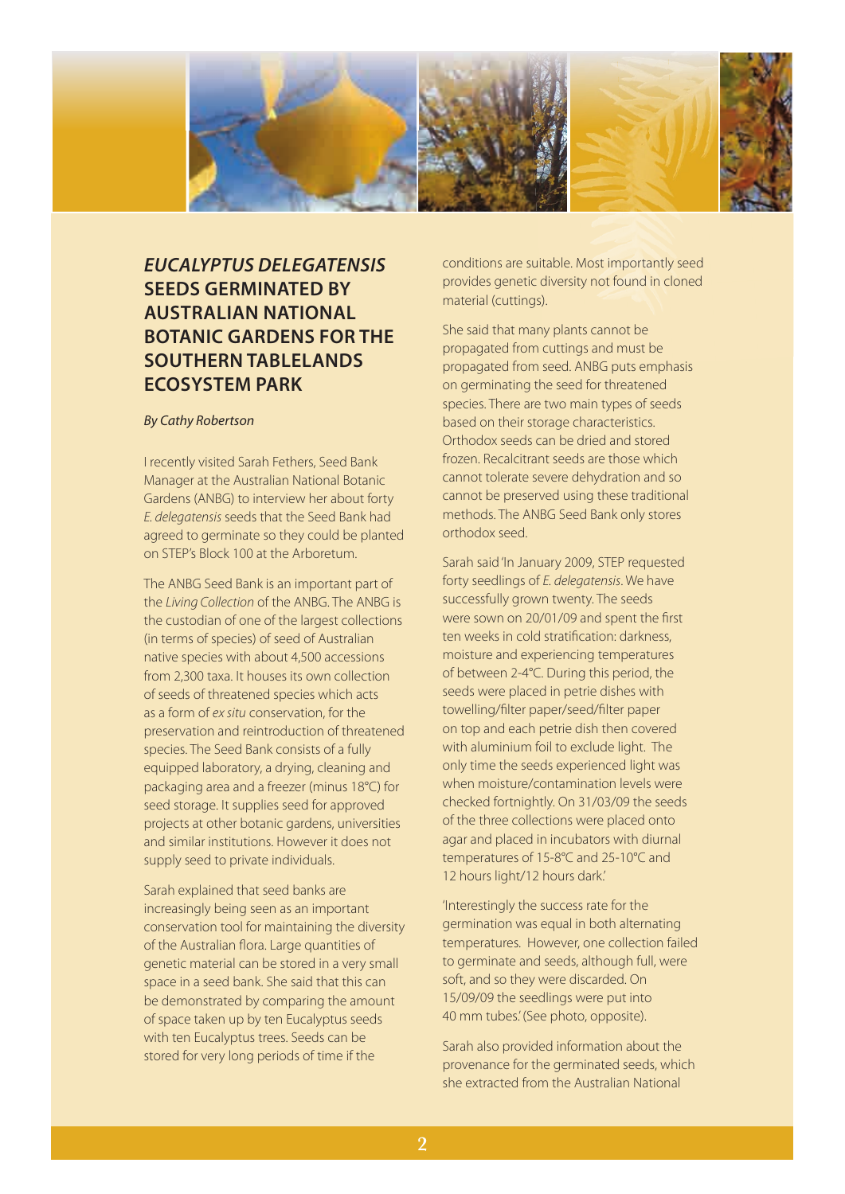## *EUCALYPTUS DELEGATENSIS* SEEDS GERMINATED BY AUSTRALIAN NATIONAL BOTANIC GARDENS FOR THE SOUTHERN TABLELANDS ECOSYSTEM PARK

*By Cathy Robertson*

I recently visited Sarah Fethers, Seed Bank Manager at the Australian National Botanic Gardens (ANBG) to interview her about forty *E. delegatensis* seeds that the Seed Bank had agreed to germinate so they could be planted on STEP's Block 100 at the Arboretum.

The ANBG Seed Bank is an important part of the *Living Collection* of the ANBG. The ANBG is the custodian of one of the largest collections (in terms of species) of seed of Australian native species with about 4,500 accessions from 2,300 taxa. It houses its own collection of seeds of threatened species which acts as a form of *ex situ* conservation, for the preservation and reintroduction of threatened species. The Seed Bank consists of a fully equipped laboratory, a drying, cleaning and packaging area and a freezer (minus 18°C) for seed storage. It supplies seed for approved projects at other botanic gardens, universities and similar institutions. However it does not supply seed to private individuals.

Sarah explained that seed banks are increasingly being seen as an important conservation tool for maintaining the diversity of the Australian flora. Large quantities of genetic material can be stored in a very small space in a seed bank. She said that this can be demonstrated by comparing the amount of space taken up by ten Eucalyptus seeds with ten Eucalyptus trees. Seeds can be stored for very long periods of time if the conditions are suitable. Most importantly seed provides genetic diversity not found in cloned material (cuttings).

She said that many plants cannot be propagated from cuttings and must be propagated from seed. ANBG puts emphasis on germinating the seed for threatened species. There are two main types of seeds based on their storage characteristics. Orthodox seeds can be dried and stored frozen. Recalcitrant seeds are those which cannot tolerate severe dehydration and so cannot be preserved using these traditional methods. The ANBG Seed Bank only stores orthodox seed.

Sarah said 'In January 2009, STEP requested forty seedlings of *E. delegatensis*. We have successfully grown twenty. The seeds were sown on 20/01/09 and spent the first ten weeks in cold stratification: darkness, moisture and experiencing temperatures of between 2-4°C. During this period, the seeds were placed in petrie dishes with towelling/filter paper/seed/filter paper on top and each petrie dish then covered with aluminium foil to exclude light. The only time the seeds experienced light was when moisture/contamination levels were checked fortnightly. On 31/03/09 the seeds of the three collections were placed onto agar and placed in incubators with diurnal temperatures of 15-8°C and 25-10°C and 12 hours light/12 hours dark.'

'Interestingly the success rate for the germination was equal in both alternating temperatures. However, one collection failed to germinate and seeds, although full, were soft, and so they were discarded. On 15/09/09 the seedlings were put into 40 mm tubes.' (See photo, opposite).

Sarah also provided information about the provenance for the germinated seeds, which she extracted from the Australian National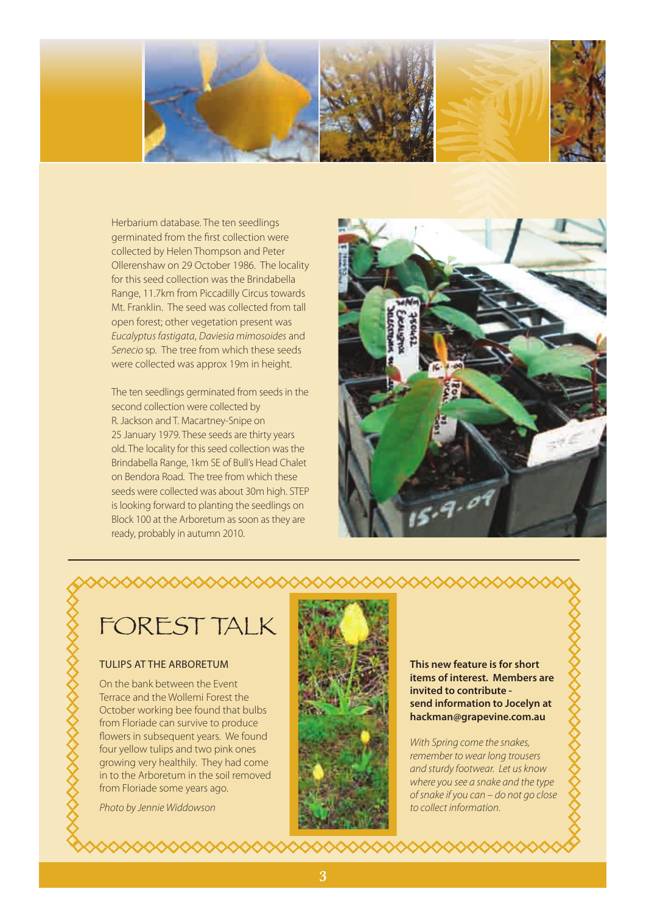Herbarium database. The ten seedlings germinated from the first collection were collected by Helen Thompson and Peter Ollerenshaw on 29 October 1986. The locality for this seed collection was the Brindabella Range, 11.7km from Piccadilly Circus towards Mt. Franklin. The seed was collected from tall open forest; other vegetation present was *Eucalyptus fastigata*, *Daviesia mimosoides* and *Senecio* sp. The tree from which these seeds were collected was approx 19m in height.

The ten seedlings germinated from seeds in the second collection were collected by R. Jackson and T. Macartney-Snipe on 25 January 1979. These seeds are thirty years old. The locality for this seed collection was the Brindabella Range, 1km SE of Bull's Head Chalet on Bendora Road. The tree from which these seeds were collected was about 30m high. STEP is looking forward to planting the seedlings on Block 100 at the Arboretum as soon as they are ready, probably in autumn 2010.

# FOREST TALK

### TULIPS AT THE ARBORETUM

On the bank between the Event Terrace and the Wollemi Forest the October working bee found that bulbs from Floriade can survive to produce flowers in subsequent years. We found four yellow tulips and two pink ones growing very healthily. They had come in to the Arboretum in the soil removed from Floriade some years ago.

*Photo by Jennie Widdowson*

**This new feature is for short items of interest. Members are invited to contribute - send information to Jocelyn at hackman@grapevine.com.au**

*With Spring come the snakes, remember to wear long trousers and sturdy footwear. Let us know where you see a snake and the type of snake if you can – do not go close to collect information.*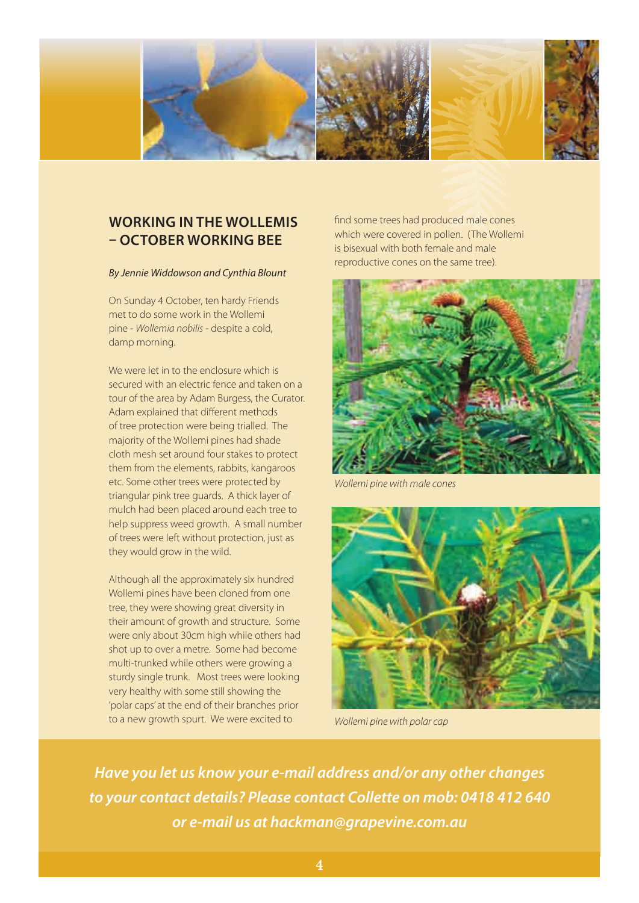## WORKING IN THE WOLLEMIS – OCTOBER WORKING BEE

*By Jennie Widdowson and Cynthia Blount*

On Sunday 4 October, ten hardy Friends met to do some work in the Wollemi pine - *Wollemia nobilis* - despite a cold, damp morning.

We were let in to the enclosure which is secured with an electric fence and taken on a tour of the area by Adam Burgess, the Curator. Adam explained that different methods of tree protection were being trialled. The majority of the Wollemi pines had shade cloth mesh set around four stakes to protect them from the elements, rabbits, kangaroos etc. Some other trees were protected by triangular pink tree guards. A thick layer of mulch had been placed around each tree to help suppress weed growth. A small number of trees were left without protection, just as they would grow in the wild.

Although all the approximately six hundred Wollemi pines have been cloned from one tree, they were showing great diversity in their amount of growth and structure. Some were only about 30cm high while others had shot up to over a metre. Some had become multi-trunked while others were growing a sturdy single trunk. Most trees were looking very healthy with some still showing the 'polar caps' at the end of their branches prior to a new growth spurt. We were excited to find some trees had produced male cones which were covered in pollen. (The Wollemi is bisexual with both female and male reproductive cones on the same tree).

*Wollemi pine with male cones*

*Wollemi pine with polar cap*

***Have you let us know your e-mail address and/or any other changes to your contact details? Please contact Collette on mob: 0418 412 640 or e-mail us at hackman@grapevine.com.au***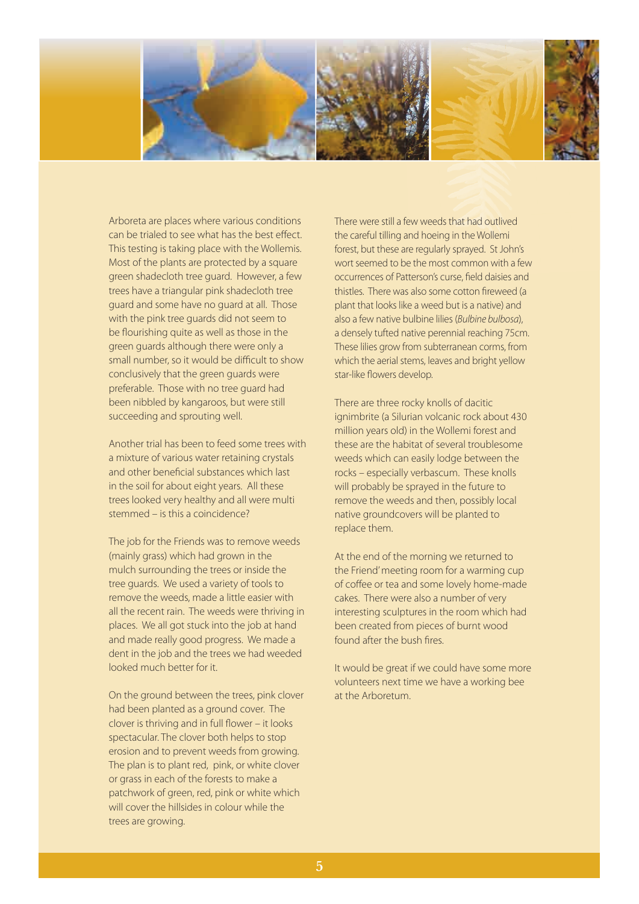Arboreta are places where various conditions can be trialed to see what has the best effect. This testing is taking place with the Wollemis. Most of the plants are protected by a square green shadecloth tree guard. However, a few trees have a triangular pink shadecloth tree guard and some have no guard at all. Those with the pink tree guards did not seem to be flourishing quite as well as those in the green guards although there were only a small number, so it would be difficult to show conclusively that the green guards were preferable. Those with no tree guard had been nibbled by kangaroos, but were still succeeding and sprouting well.

Another trial has been to feed some trees with a mixture of various water retaining crystals and other beneficial substances which last in the soil for about eight years. All these trees looked very healthy and all were multi stemmed – is this a coincidence?

The job for the Friends was to remove weeds (mainly grass) which had grown in the mulch surrounding the trees or inside the tree guards. We used a variety of tools to remove the weeds, made a little easier with all the recent rain. The weeds were thriving in places. We all got stuck into the job at hand and made really good progress. We made a dent in the job and the trees we had weeded looked much better for it.

On the ground between the trees, pink clover had been planted as a ground cover. The clover is thriving and in full flower – it looks spectacular. The clover both helps to stop erosion and to prevent weeds from growing. The plan is to plant red, pink, or white clover or grass in each of the forests to make a patchwork of green, red, pink or white which will cover the hillsides in colour while the trees are growing.

There were still a few weeds that had outlived the careful tilling and hoeing in the Wollemi forest, but these are regularly sprayed. St John's wort seemed to be the most common with a few occurrences of Patterson's curse, field daisies and thistles. There was also some cotton fireweed (a plant that looks like a weed but is a native) and also a few native bulbine lilies (*Bulbine bulbosa*), a densely tufted native perennial reaching 75cm. These lilies grow from subterranean corms, from which the aerial stems, leaves and bright yellow star-like flowers develop.

There are three rocky knolls of dacitic ignimbrite (a Silurian volcanic rock about 430 million years old) in the Wollemi forest and these are the habitat of several troublesome weeds which can easily lodge between the rocks – especially verbascum. These knolls will probably be sprayed in the future to remove the weeds and then, possibly local native groundcovers will be planted to replace them.

At the end of the morning we returned to the Friend' meeting room for a warming cup of coffee or tea and some lovely home-made cakes. There were also a number of very interesting sculptures in the room which had been created from pieces of burnt wood found after the bush fires.

It would be great if we could have some more volunteers next time we have a working bee at the Arboretum.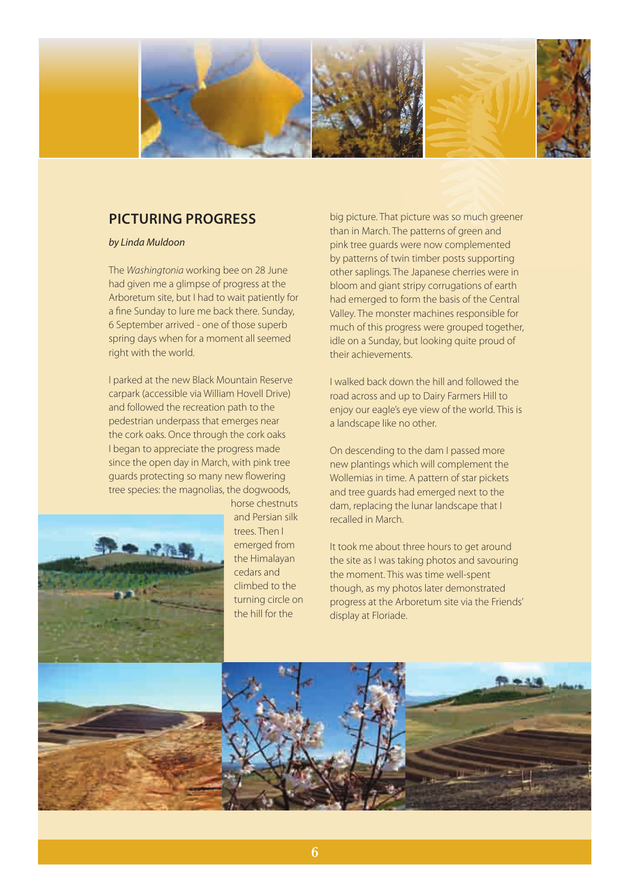## PICTURING PROGRESS

*by Linda Muldoon*

The *Washingtonia* working bee on 28 June had given me a glimpse of progress at the Arboretum site, but I had to wait patiently for a fine Sunday to lure me back there. Sunday, 6 September arrived - one of those superb spring days when for a moment all seemed right with the world.

I parked at the new Black Mountain Reserve carpark (accessible via William Hovell Drive) and followed the recreation path to the pedestrian underpass that emerges near the cork oaks. Once through the cork oaks I began to appreciate the progress made since the open day in March, with pink tree guards protecting so many new flowering tree species: the magnolias, the dogwoods, horse chestnuts and Persian silk trees. Then I emerged from the Himalayan cedars and climbed to the turning circle on the hill for the big picture. That picture was so much greener than in March. The patterns of green and pink tree guards were now complemented by patterns of twin timber posts supporting other saplings. The Japanese cherries were in bloom and giant stripy corrugations of earth had emerged to form the basis of the Central Valley. The monster machines responsible for much of this progress were grouped together, idle on a Sunday, but looking quite proud of their achievements.

I walked back down the hill and followed the road across and up to Dairy Farmers Hill to enjoy our eagle's eye view of the world. This is a landscape like no other.

On descending to the dam I passed more new plantings which will complement the Wollemias in time. A pattern of star pickets and tree guards had emerged next to the dam, replacing the lunar landscape that I recalled in March.

It took me about three hours to get around the site as I was taking photos and savouring the moment. This was time well-spent though, as my photos later demonstrated progress at the Arboretum site via the Friends' display at Floriade.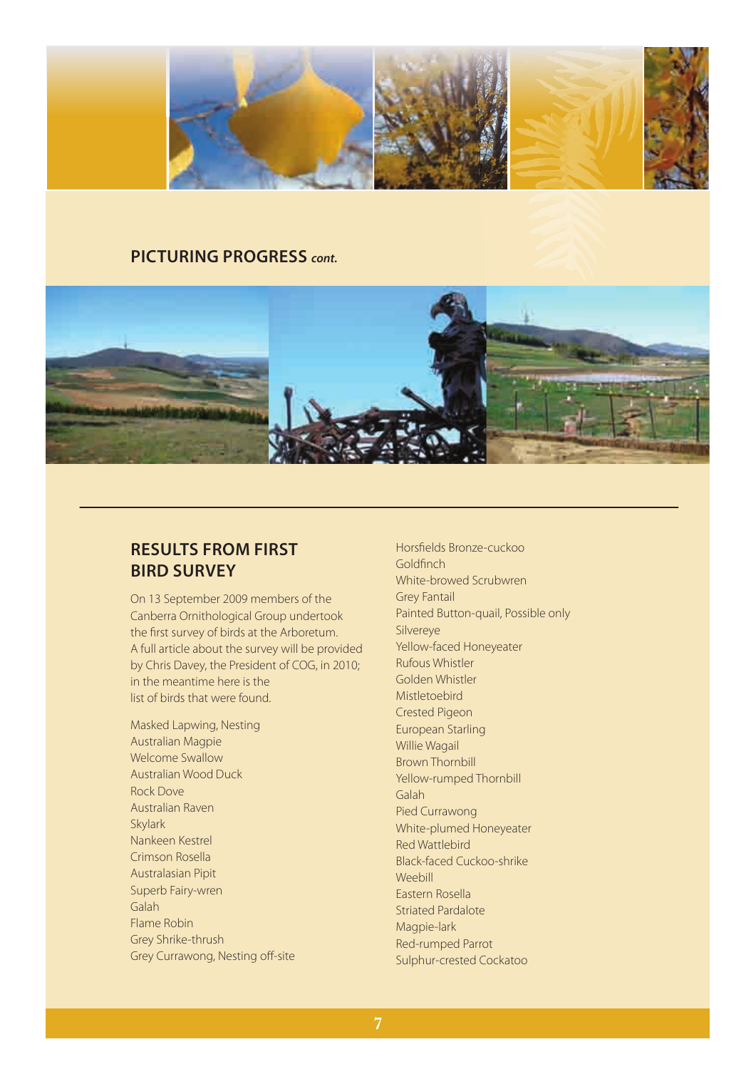## PICTURING PROGRESS *cont.*

## RESULTS FROM FIRST BIRD SURVEY

On 13 September 2009 members of the Canberra Ornithological Group undertook the first survey of birds at the Arboretum. A full article about the survey will be provided by Chris Davey, the President of COG, in 2010; in the meantime here is the list of birds that were found.

Masked Lapwing, Nesting
Australian Magpie
Welcome Swallow
Australian Wood Duck
Rock Dove
Australian Raven
Skylark
Nankeen Kestrel
Crimson Rosella
Australasian Pipit
Superb Fairy-wren
Galah
Flame Robin
Grey Shrike-thrush
Grey Currawong, Nesting off-site
Horsfields Bronze-cuckoo
Goldfinch
White-browed Scrubwren
Grey Fantail
Painted Button-quail, Possible only
Silvereye
Yellow-faced Honeyeater
Rufous Whistler
Golden Whistler
Mistletoebird
Crested Pigeon
European Starling
Willie Wagail
Brown Thornbill
Yellow-rumped Thornbill
Galah
Pied Currawong
White-plumed Honeyeater
Red Wattlebird
Black-faced Cuckoo-shrike
Weebill
Eastern Rosella
Striated Pardalote
Magpie-lark
Red-rumped Parrot
Sulphur-crested Cockatoo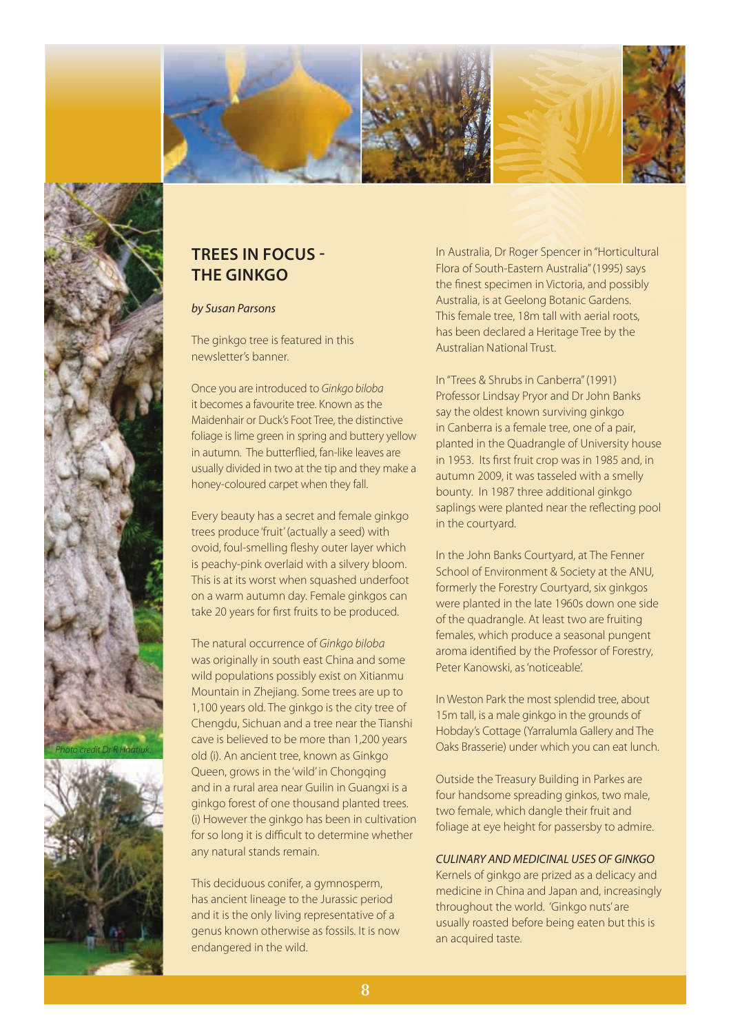## TREES IN FOCUS - THE GINKGO

*by Susan Parsons*

The ginkgo tree is featured in this newsletter's banner.

Once you are introduced to *Ginkgo biloba* it becomes a favourite tree. Known as the Maidenhair or Duck's Foot Tree, the distinctive foliage is lime green in spring and buttery yellow in autumn. The butterflied, fan-like leaves are usually divided in two at the tip and they make a honey-coloured carpet when they fall.

Every beauty has a secret and female ginkgo trees produce 'fruit' (actually a seed) with ovoid, foul-smelling fleshy outer layer which is peachy-pink overlaid with a silvery bloom. This is at its worst when squashed underfoot on a warm autumn day. Female ginkgos can take 20 years for first fruits to be produced.

The natural occurrence of *Ginkgo biloba* was originally in south east China and some wild populations possibly exist on Xitianmu Mountain in Zhejiang. Some trees are up to 1,100 years old. The ginkgo is the city tree of Chengdu, Sichuan and a tree near the Tianshi cave is believed to be more than 1,200 years old (i). An ancient tree, known as Ginkgo Queen, grows in the 'wild' in Chongqing and in a rural area near Guilin in Guangxi is a ginkgo forest of one thousand planted trees. (i) However the ginkgo has been in cultivation for so long it is difficult to determine whether any natural stands remain.

This deciduous conifer, a gymnosperm, has ancient lineage to the Jurassic period and it is the only living representative of a genus known otherwise as fossils. It is now endangered in the wild.

In Australia, Dr Roger Spencer in "Horticultural Flora of South-Eastern Australia" (1995) says the finest specimen in Victoria, and possibly Australia, is at Geelong Botanic Gardens. This female tree, 18m tall with aerial roots, has been declared a Heritage Tree by the Australian National Trust.

In "Trees & Shrubs in Canberra" (1991) Professor Lindsay Pryor and Dr John Banks say the oldest known surviving ginkgo in Canberra is a female tree, one of a pair, planted in the Quadrangle of University house in 1953. Its first fruit crop was in 1985 and, in autumn 2009, it was tasseled with a smelly bounty. In 1987 three additional ginkgo saplings were planted near the reflecting pool in the courtyard.

In the John Banks Courtyard, at The Fenner School of Environment & Society at the ANU, formerly the Forestry Courtyard, six ginkgos were planted in the late 1960s down one side of the quadrangle. At least two are fruiting females, which produce a seasonal pungent aroma identified by the Professor of Forestry, Peter Kanowski, as 'noticeable'.

In Weston Park the most splendid tree, about 15m tall, is a male ginkgo in the grounds of Hobday's Cottage (Yarralumla Gallery and The Oaks Brasserie) under which you can eat lunch.

Outside the Treasury Building in Parkes are four handsome spreading ginkos, two male, two female, which dangle their fruit and foliage at eye height for passersby to admire.

*CULINARY AND MEDICINAL USES OF GINKGO*

Kernels of ginkgo are prized as a delicacy and medicine in China and Japan and, increasingly throughout the world. 'Ginkgo nuts' are usually roasted before being eaten but this is an acquired taste.

*Photo credit Dr R Hnatiuk*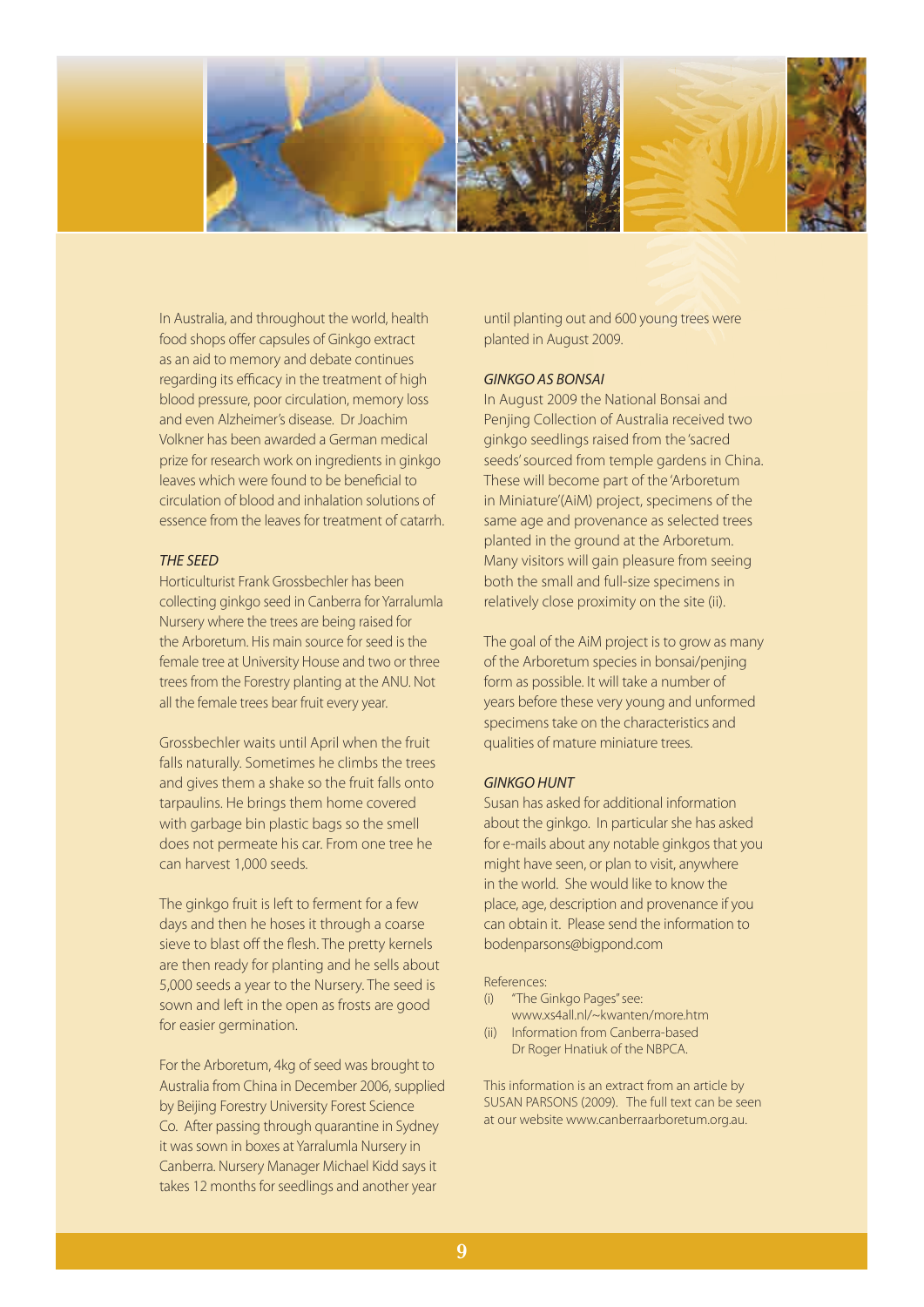In Australia, and throughout the world, health food shops offer capsules of Ginkgo extract as an aid to memory and debate continues regarding its efficacy in the treatment of high blood pressure, poor circulation, memory loss and even Alzheimer's disease. Dr Joachim Volkner has been awarded a German medical prize for research work on ingredients in ginkgo leaves which were found to be beneficial to circulation of blood and inhalation solutions of essence from the leaves for treatment of catarrh.

### *THE SEED*

Horticulturist Frank Grossbechler has been collecting ginkgo seed in Canberra for Yarralumla Nursery where the trees are being raised for the Arboretum. His main source for seed is the female tree at University House and two or three trees from the Forestry planting at the ANU. Not all the female trees bear fruit every year.

Grossbechler waits until April when the fruit falls naturally. Sometimes he climbs the trees and gives them a shake so the fruit falls onto tarpaulins. He brings them home covered with garbage bin plastic bags so the smell does not permeate his car. From one tree he can harvest 1,000 seeds.

The ginkgo fruit is left to ferment for a few days and then he hoses it through a coarse sieve to blast off the flesh. The pretty kernels are then ready for planting and he sells about 5,000 seeds a year to the Nursery. The seed is sown and left in the open as frosts are good for easier germination.

For the Arboretum, 4kg of seed was brought to Australia from China in December 2006, supplied by Beijing Forestry University Forest Science Co. After passing through quarantine in Sydney it was sown in boxes at Yarralumla Nursery in Canberra. Nursery Manager Michael Kidd says it takes 12 months for seedlings and another year until planting out and 600 young trees were planted in August 2009.

### *GINKGO AS BONSAI*

In August 2009 the National Bonsai and Penjing Collection of Australia received two ginkgo seedlings raised from the 'sacred seeds' sourced from temple gardens in China. These will become part of the 'Arboretum in Miniature'(AiM) project, specimens of the same age and provenance as selected trees planted in the ground at the Arboretum. Many visitors will gain pleasure from seeing both the small and full-size specimens in relatively close proximity on the site (ii).

The goal of the AiM project is to grow as many of the Arboretum species in bonsai/penjing form as possible. It will take a number of years before these very young and unformed specimens take on the characteristics and qualities of mature miniature trees.

### *GINKGO HUNT*

Susan has asked for additional information about the ginkgo. In particular she has asked for e-mails about any notable ginkgos that you might have seen, or plan to visit, anywhere in the world. She would like to know the place, age, description and provenance if you can obtain it. Please send the information to bodenparsons@bigpond.com

References:

(i) "The Ginkgo Pages" see: www.xs4all.nl/~kwanten/more.htm
(ii) Information from Canberra-based Dr Roger Hnatiuk of the NBPCA.

This information is an extract from an article by SUSAN PARSONS (2009). The full text can be seen at our website www.canberraarboretum.org.au.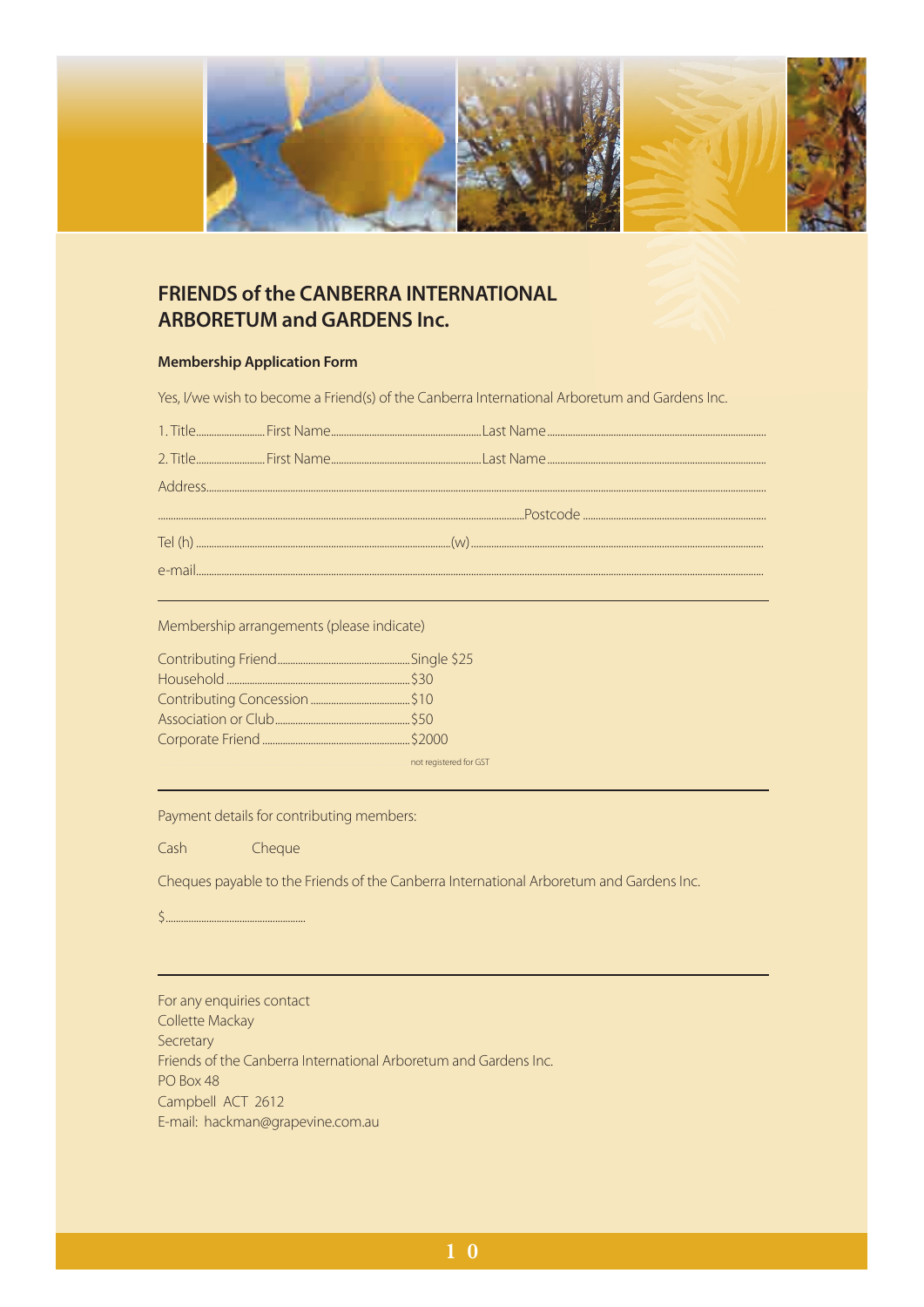## FRIENDS of the CANBERRA INTERNATIONAL ARBORETUM and GARDENS Inc.

### Membership Application Form

Yes, I/we wish to become a Friend(s) of the Canberra International Arboretum and Gardens Inc.

1. Title.................. First Name.................................... Last Name....................................................

2. Title.................. First Name.................................... Last Name....................................................

Address..............................................................................................................................................

........................................................................................................... Postcode ....................................

Tel (h) ........................................................................ (w) .............................................................

e-mail..................................................................................................................................................

---

Membership arrangements (please indicate)

Contributing Friend ................................ Single $25
Household ................................................ $30
Contributing Concession ......................... $10
Association or Club .................................. $50
Corporate Friend ...................................... $2000

not registered for GST

---

Payment details for contributing members:

Cash Cheque

Cheques payable to the Friends of the Canberra International Arboretum and Gardens Inc.

$..............................................

---

For any enquiries contact
Collette Mackay
Secretary
Friends of the Canberra International Arboretum and Gardens Inc.
PO Box 48
Campbell ACT 2612
E-mail: hackman@grapevine.com.au